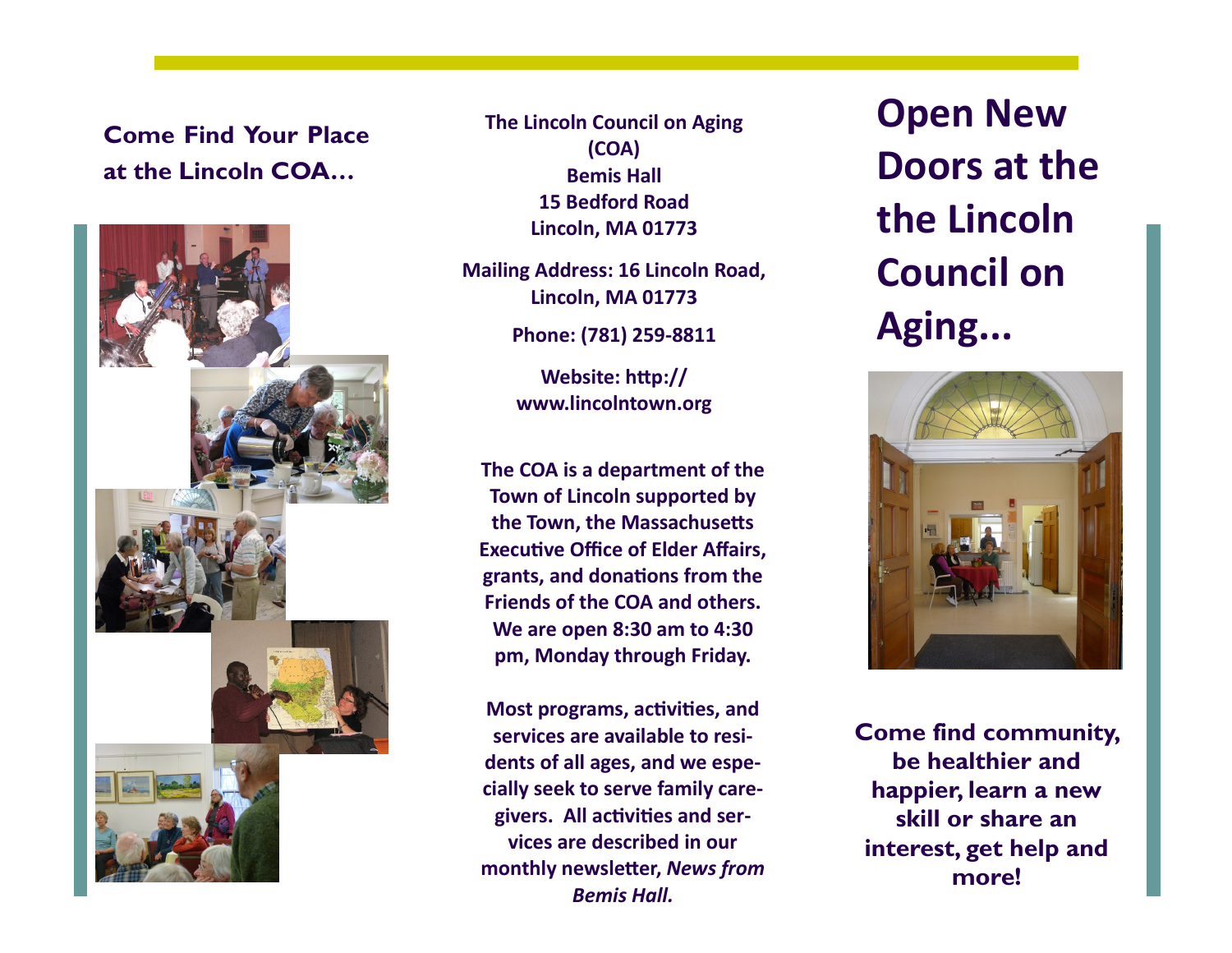## Come Find Your Place at the Lincoln COA…

**The Lincoln Council on Aging (COA)**
**Bemis Hall**
**15 Bedford Road**
**Lincoln, MA 01773**

**Mailing Address: 16 Lincoln Road, Lincoln, MA 01773**

**Phone: (781) 259-8811**

**Website: http://www.lincolntown.org**

**The COA is a department of the Town of Lincoln supported by the Town, the Massachusetts Executive Office of Elder Affairs, grants, and donations from the Friends of the COA and others. We are open 8:30 am to 4:30 pm, Monday through Friday.**

**Most programs, activities, and services are available to residents of all ages, and we especially seek to serve family caregivers. All activities and services are described in our monthly newsletter, *News from Bemis Hall.***

# Open New Doors at the the Lincoln Council on Aging…

**Come find community, be healthier and happier, learn a new skill or share an interest, get help and more!**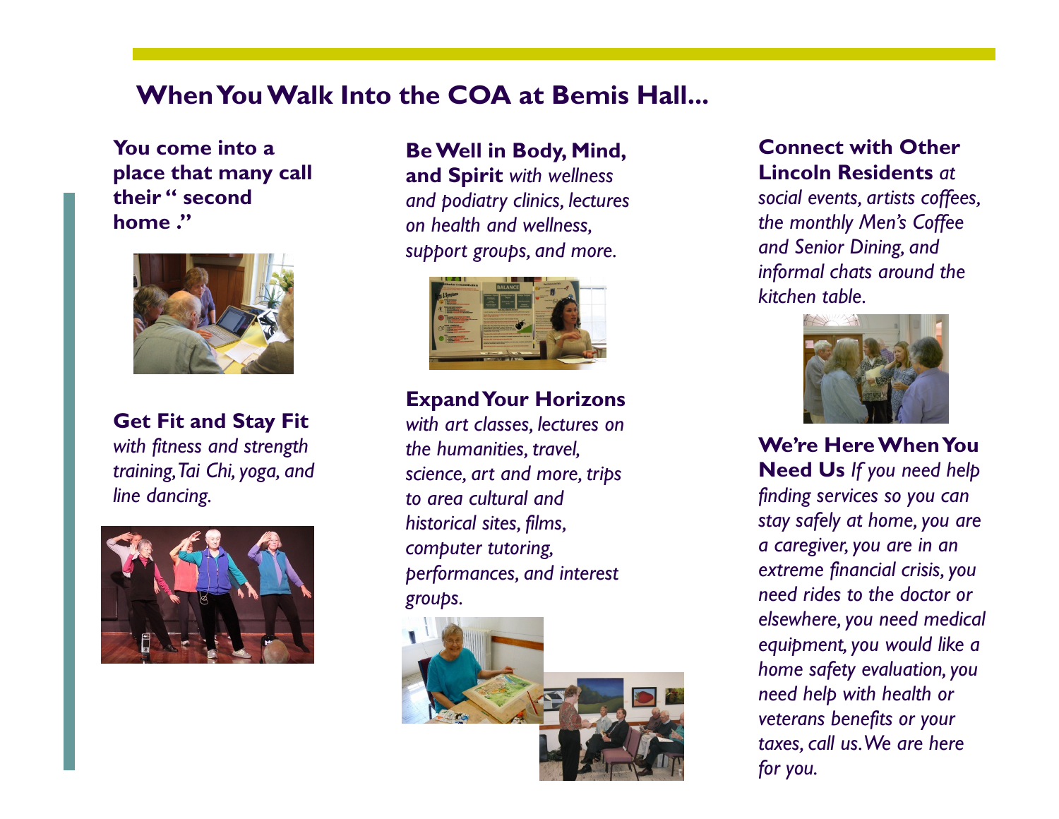## When You Walk Into the COA at Bemis Hall...

**You come into a place that many call their " second home ."**

**Get Fit and Stay Fit** *with fitness and strength training, Tai Chi, yoga, and line dancing.*

**Be Well in Body, Mind, and Spirit** *with wellness and podiatry clinics, lectures on health and wellness, support groups, and more.*

**Expand Your Horizons** *with art classes, lectures on the humanities, travel, science, art and more, trips to area cultural and historical sites, films, computer tutoring, performances, and interest groups.*

**Connect with Other Lincoln Residents** *at social events, artists coffees, the monthly Men's Coffee and Senior Dining, and informal chats around the kitchen table.*

**We're Here When You Need Us** *If you need help finding services so you can stay safely at home, you are a caregiver, you are in an extreme financial crisis, you need rides to the doctor or elsewhere, you need medical equipment, you would like a home safety evaluation, you need help with health or veterans benefits or your taxes, call us. We are here for you.*